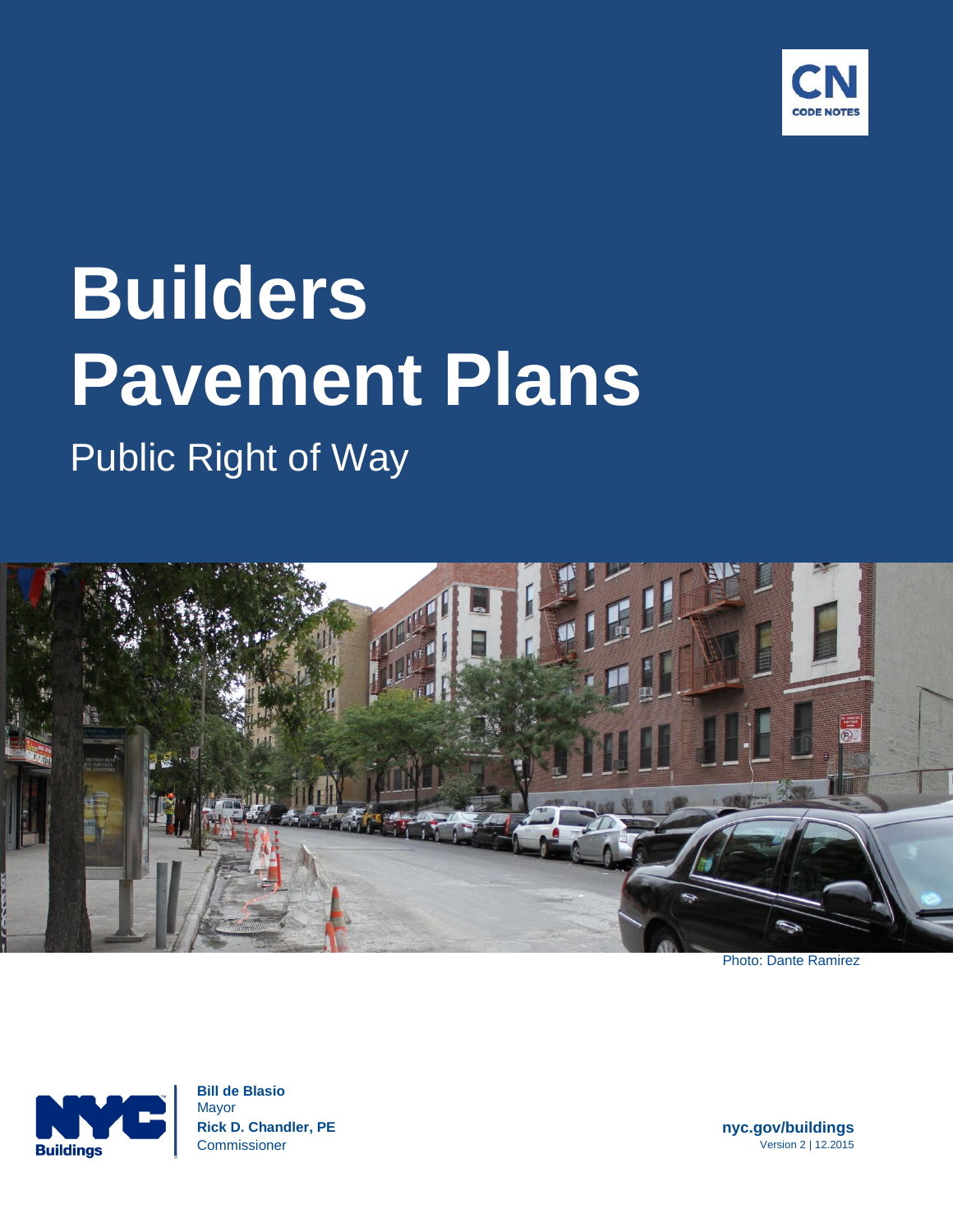CN
CODE NOTES

# Builders Pavement Plans

## Public Right of Way

Photo: Dante Ramirez

**Bill de Blasio**
Mayor
**Rick D. Chandler, PE**
Commissioner

**nyc.gov/buildings**
Version 2 | 12.2015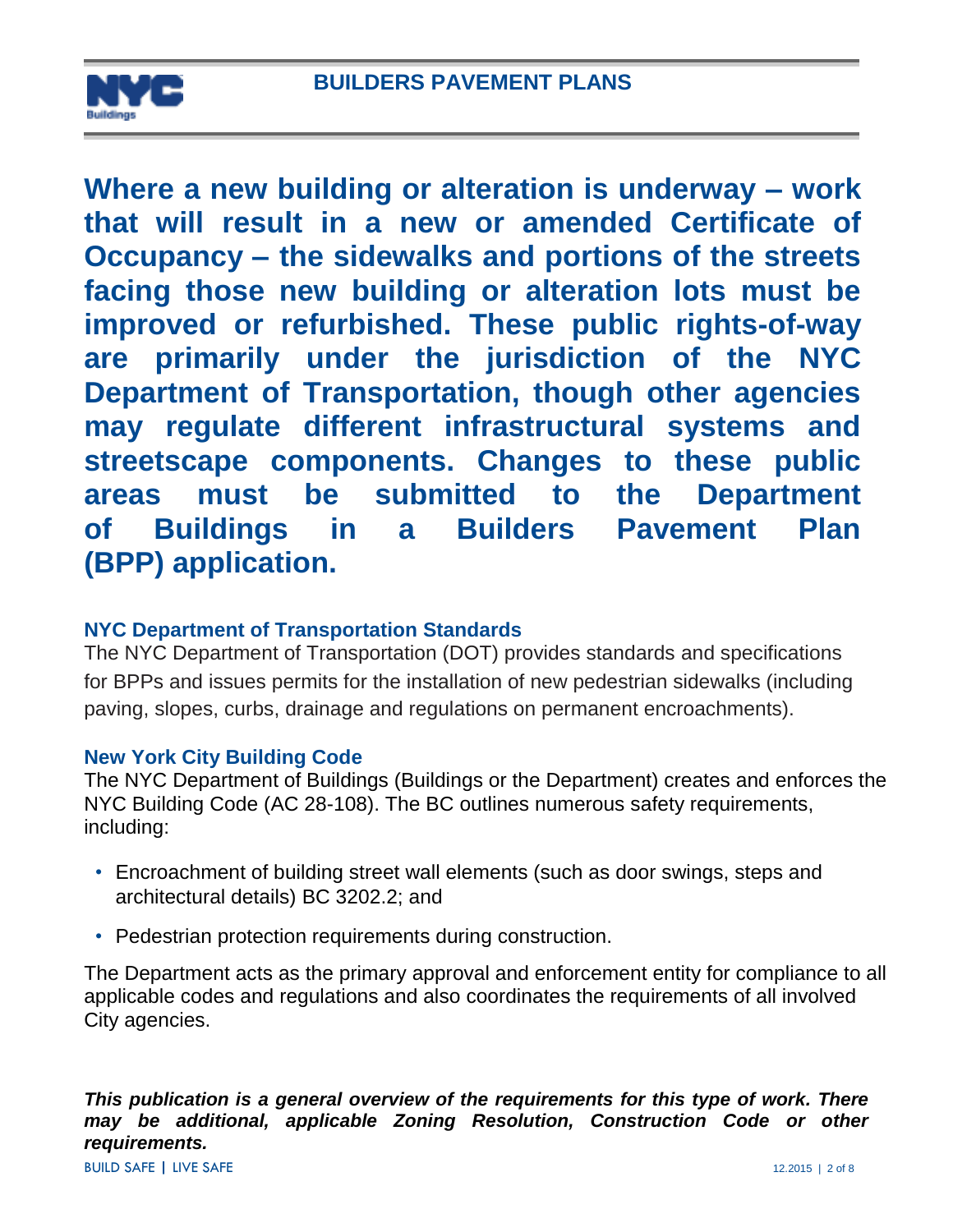**Where a new building or alteration is underway – work that will result in a new or amended Certificate of Occupancy – the sidewalks and portions of the streets facing those new building or alteration lots must be improved or refurbished. These public rights-of-way are primarily under the jurisdiction of the NYC Department of Transportation, though other agencies may regulate different infrastructural systems and streetscape components. Changes to these public areas must be submitted to the Department of Buildings in a Builders Pavement Plan (BPP) application.**

### NYC Department of Transportation Standards

The NYC Department of Transportation (DOT) provides standards and specifications for BPPs and issues permits for the installation of new pedestrian sidewalks (including paving, slopes, curbs, drainage and regulations on permanent encroachments).

### New York City Building Code

The NYC Department of Buildings (Buildings or the Department) creates and enforces the NYC Building Code (AC 28-108). The BC outlines numerous safety requirements, including:

- Encroachment of building street wall elements (such as door swings, steps and architectural details) BC 3202.2; and
- Pedestrian protection requirements during construction.

The Department acts as the primary approval and enforcement entity for compliance to all applicable codes and regulations and also coordinates the requirements of all involved City agencies.

***This publication is a general overview of the requirements for this type of work. There may be additional, applicable Zoning Resolution, Construction Code or other requirements.***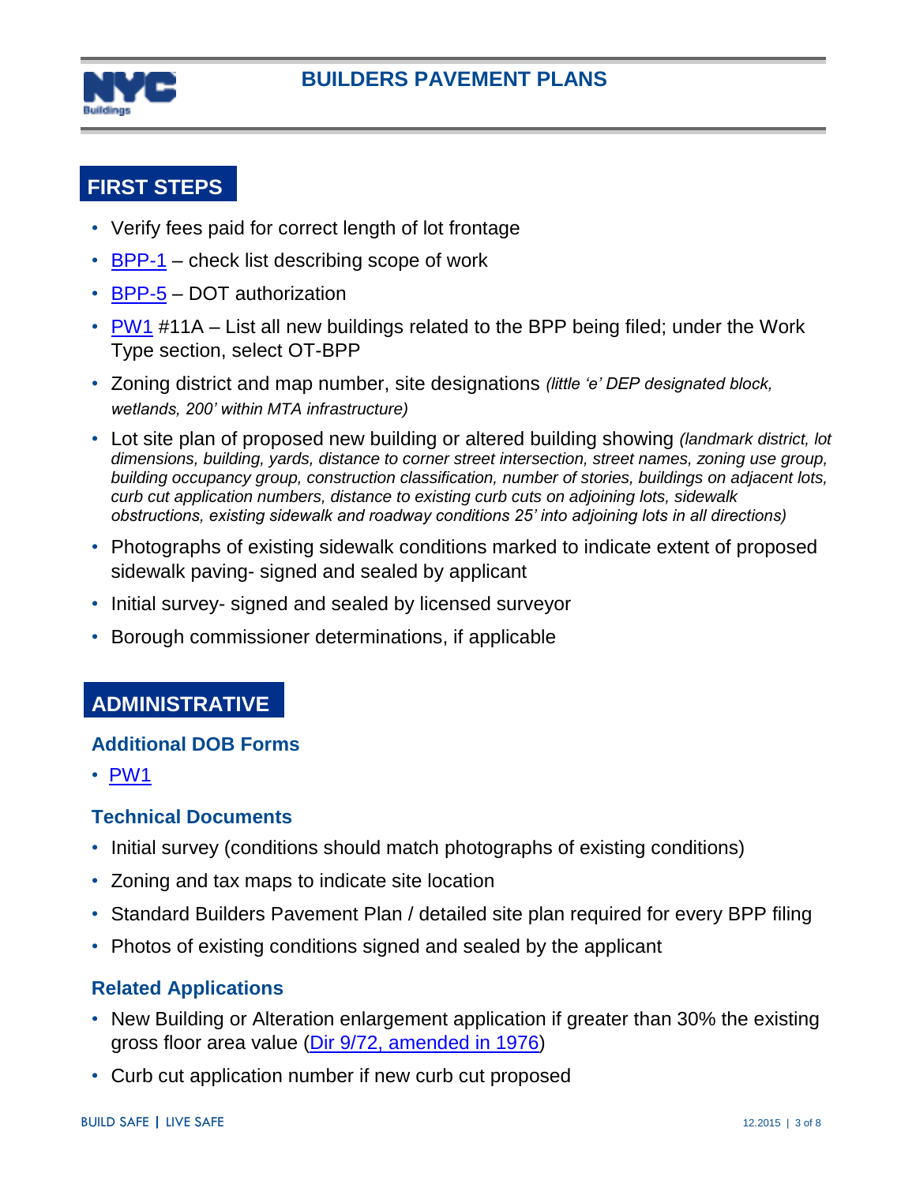# BUILDERS PAVEMENT PLANS

## FIRST STEPS

- Verify fees paid for correct length of lot frontage
- BPP-1 – check list describing scope of work
- BPP-5 – DOT authorization
- PW1 #11A – List all new buildings related to the BPP being filed; under the Work Type section, select OT-BPP
- Zoning district and map number, site designations *(little 'e' DEP designated block, wetlands, 200' within MTA infrastructure)*
- Lot site plan of proposed new building or altered building showing *(landmark district, lot dimensions, building, yards, distance to corner street intersection, street names, zoning use group, building occupancy group, construction classification, number of stories, buildings on adjacent lots, curb cut application numbers, distance to existing curb cuts on adjoining lots, sidewalk obstructions, existing sidewalk and roadway conditions 25' into adjoining lots in all directions)*
- Photographs of existing sidewalk conditions marked to indicate extent of proposed sidewalk paving- signed and sealed by applicant
- Initial survey- signed and sealed by licensed surveyor
- Borough commissioner determinations, if applicable

## ADMINISTRATIVE

### Additional DOB Forms

- PW1

### Technical Documents

- Initial survey (conditions should match photographs of existing conditions)
- Zoning and tax maps to indicate site location
- Standard Builders Pavement Plan / detailed site plan required for every BPP filing
- Photos of existing conditions signed and sealed by the applicant

### Related Applications

- New Building or Alteration enlargement application if greater than 30% the existing gross floor area value (Dir 9/72, amended in 1976)
- Curb cut application number if new curb cut proposed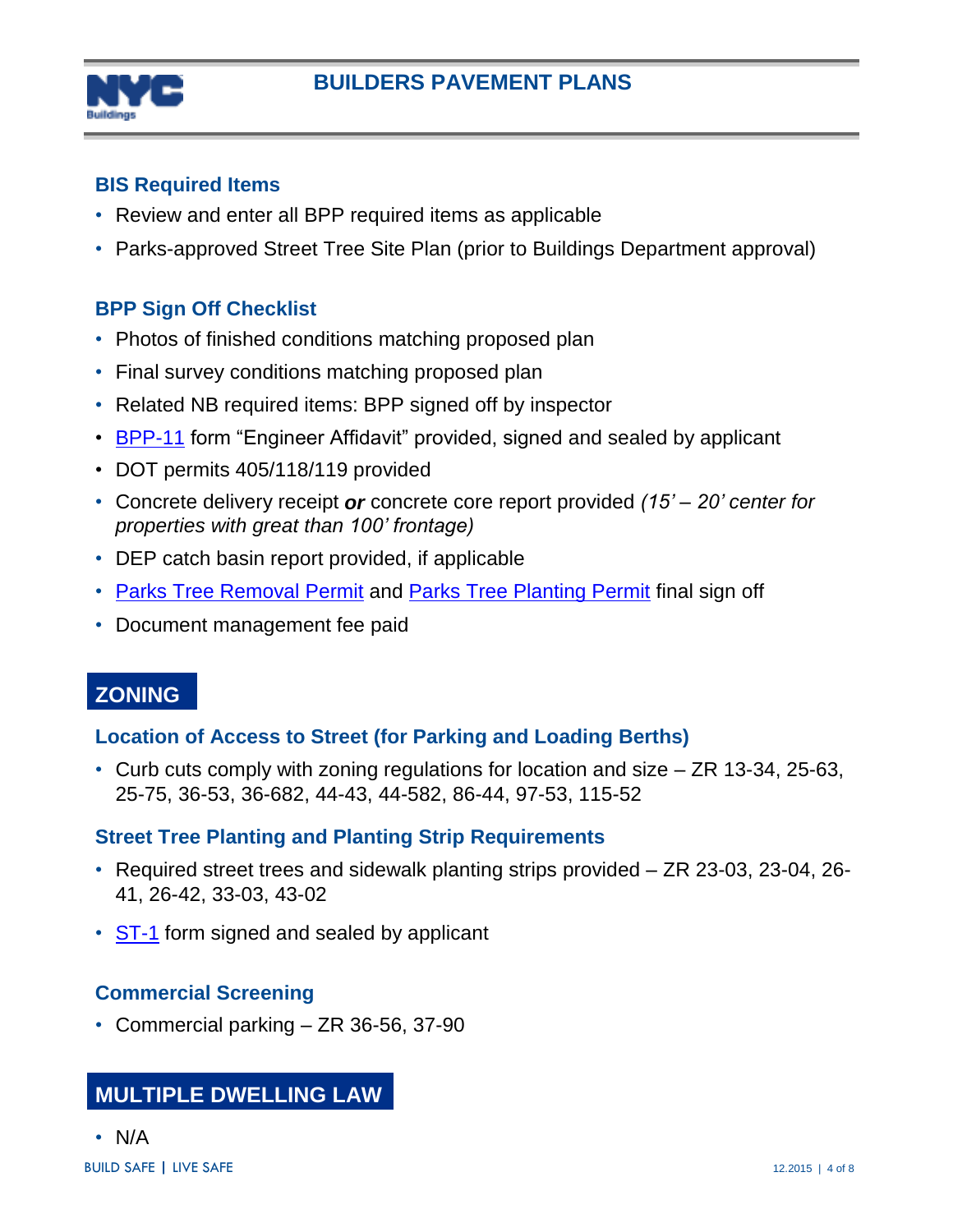### BIS Required Items

- Review and enter all BPP required items as applicable
- Parks-approved Street Tree Site Plan (prior to Buildings Department approval)

### BPP Sign Off Checklist

- Photos of finished conditions matching proposed plan
- Final survey conditions matching proposed plan
- Related NB required items: BPP signed off by inspector
- BPP-11 form "Engineer Affidavit" provided, signed and sealed by applicant
- DOT permits 405/118/119 provided
- Concrete delivery receipt ***or*** concrete core report provided *(15' – 20' center for properties with great than 100' frontage)*
- DEP catch basin report provided, if applicable
- Parks Tree Removal Permit and Parks Tree Planting Permit final sign off
- Document management fee paid

## ZONING

### Location of Access to Street (for Parking and Loading Berths)

- Curb cuts comply with zoning regulations for location and size – ZR 13-34, 25-63, 25-75, 36-53, 36-682, 44-43, 44-582, 86-44, 97-53, 115-52

### Street Tree Planting and Planting Strip Requirements

- Required street trees and sidewalk planting strips provided – ZR 23-03, 23-04, 26-41, 26-42, 33-03, 43-02
- ST-1 form signed and sealed by applicant

### Commercial Screening

- Commercial parking – ZR 36-56, 37-90

## MULTIPLE DWELLING LAW

- N/A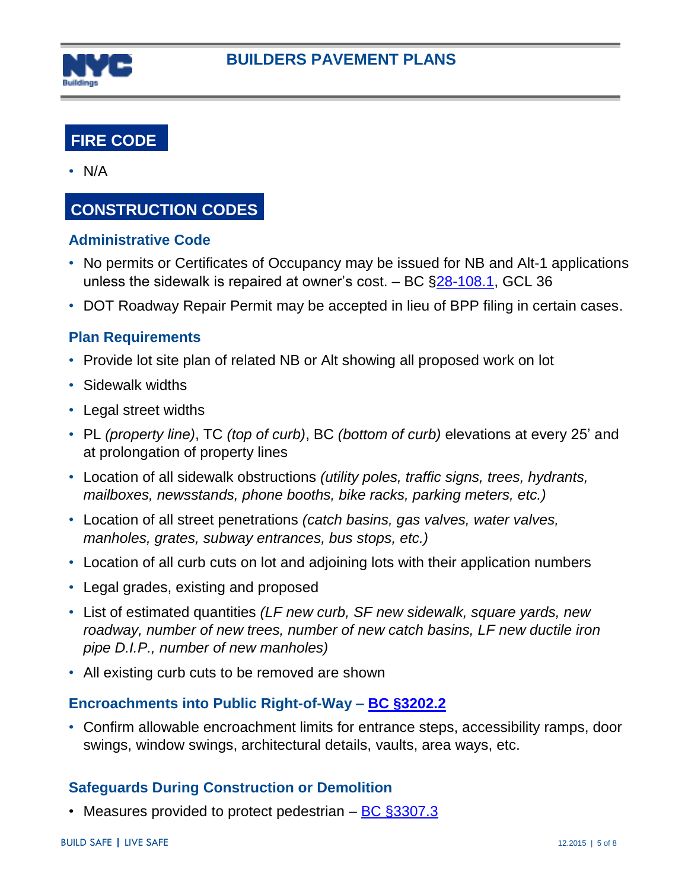## FIRE CODE

- N/A

## CONSTRUCTION CODES

### Administrative Code

- No permits or Certificates of Occupancy may be issued for NB and Alt-1 applications unless the sidewalk is repaired at owner's cost. – BC §28-108.1, GCL 36
- DOT Roadway Repair Permit may be accepted in lieu of BPP filing in certain cases.

### Plan Requirements

- Provide lot site plan of related NB or Alt showing all proposed work on lot
- Sidewalk widths
- Legal street widths
- PL *(property line)*, TC *(top of curb)*, BC *(bottom of curb)* elevations at every 25' and at prolongation of property lines
- Location of all sidewalk obstructions *(utility poles, traffic signs, trees, hydrants, mailboxes, newsstands, phone booths, bike racks, parking meters, etc.)*
- Location of all street penetrations *(catch basins, gas valves, water valves, manholes, grates, subway entrances, bus stops, etc.)*
- Location of all curb cuts on lot and adjoining lots with their application numbers
- Legal grades, existing and proposed
- List of estimated quantities *(LF new curb, SF new sidewalk, square yards, new roadway, number of new trees, number of new catch basins, LF new ductile iron pipe D.I.P., number of new manholes)*
- All existing curb cuts to be removed are shown

### Encroachments into Public Right-of-Way – BC §3202.2

- Confirm allowable encroachment limits for entrance steps, accessibility ramps, door swings, window swings, architectural details, vaults, area ways, etc.

### Safeguards During Construction or Demolition

- Measures provided to protect pedestrian – BC §3307.3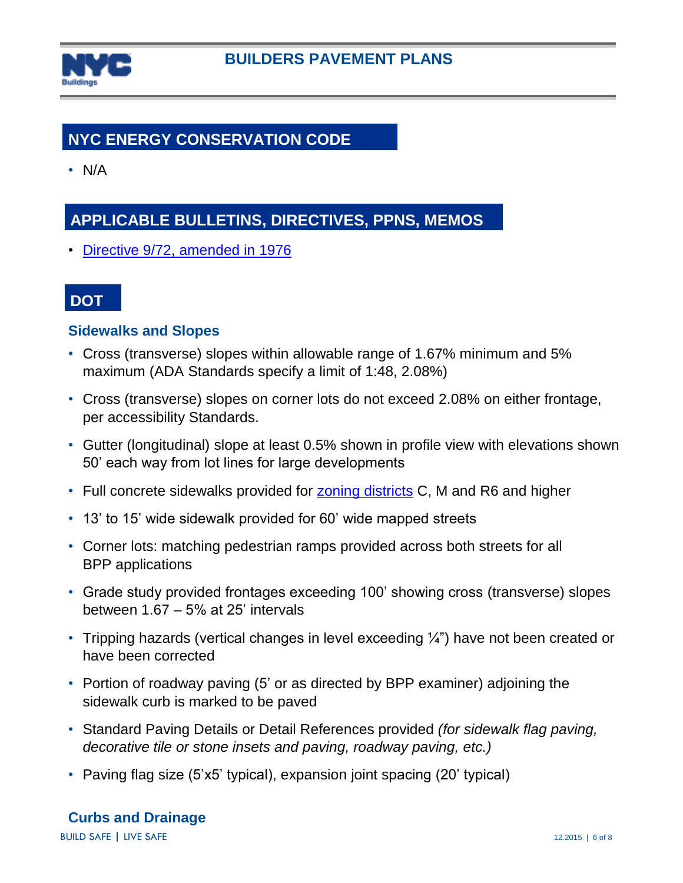## NYC ENERGY CONSERVATION CODE

- N/A

## APPLICABLE BULLETINS, DIRECTIVES, PPNS, MEMOS

- [Directive 9/72, amended in 1976]()

## DOT

### Sidewalks and Slopes

- Cross (transverse) slopes within allowable range of 1.67% minimum and 5% maximum (ADA Standards specify a limit of 1:48, 2.08%)
- Cross (transverse) slopes on corner lots do not exceed 2.08% on either frontage, per accessibility Standards.
- Gutter (longitudinal) slope at least 0.5% shown in profile view with elevations shown 50' each way from lot lines for large developments
- Full concrete sidewalks provided for [zoning districts]() C, M and R6 and higher
- 13' to 15' wide sidewalk provided for 60' wide mapped streets
- Corner lots: matching pedestrian ramps provided across both streets for all BPP applications
- Grade study provided frontages exceeding 100' showing cross (transverse) slopes between 1.67 – 5% at 25' intervals
- Tripping hazards (vertical changes in level exceeding ¼") have not been created or have been corrected
- Portion of roadway paving (5' or as directed by BPP examiner) adjoining the sidewalk curb is marked to be paved
- Standard Paving Details or Detail References provided *(for sidewalk flag paving, decorative tile or stone insets and paving, roadway paving, etc.)*
- Paving flag size (5'x5' typical), expansion joint spacing (20' typical)

### Curbs and Drainage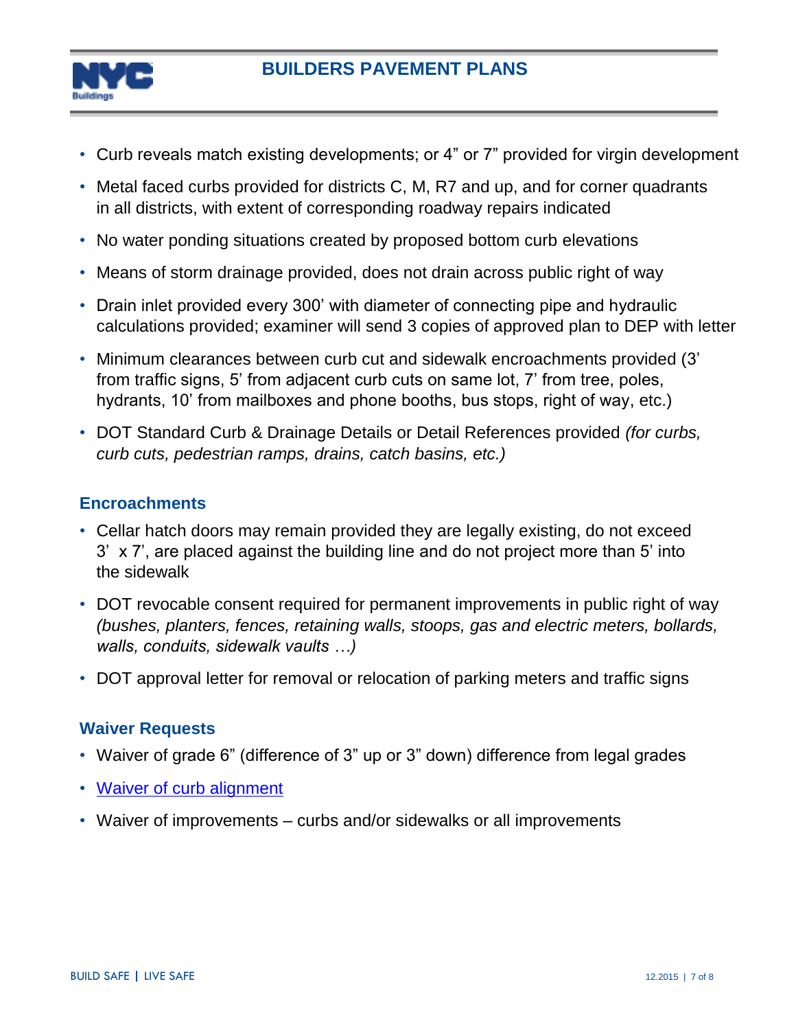- Curb reveals match existing developments; or 4" or 7" provided for virgin development
- Metal faced curbs provided for districts C, M, R7 and up, and for corner quadrants in all districts, with extent of corresponding roadway repairs indicated
- No water ponding situations created by proposed bottom curb elevations
- Means of storm drainage provided, does not drain across public right of way
- Drain inlet provided every 300' with diameter of connecting pipe and hydraulic calculations provided; examiner will send 3 copies of approved plan to DEP with letter
- Minimum clearances between curb cut and sidewalk encroachments provided (3' from traffic signs, 5' from adjacent curb cuts on same lot, 7' from tree, poles, hydrants, 10' from mailboxes and phone booths, bus stops, right of way, etc.)
- DOT Standard Curb & Drainage Details or Detail References provided *(for curbs, curb cuts, pedestrian ramps, drains, catch basins, etc.)*

## Encroachments

- Cellar hatch doors may remain provided they are legally existing, do not exceed 3' x 7', are placed against the building line and do not project more than 5' into the sidewalk
- DOT revocable consent required for permanent improvements in public right of way *(bushes, planters, fences, retaining walls, stoops, gas and electric meters, bollards, walls, conduits, sidewalk vaults …)*
- DOT approval letter for removal or relocation of parking meters and traffic signs

## Waiver Requests

- Waiver of grade 6" (difference of 3" up or 3" down) difference from legal grades
- Waiver of curb alignment
- Waiver of improvements – curbs and/or sidewalks or all improvements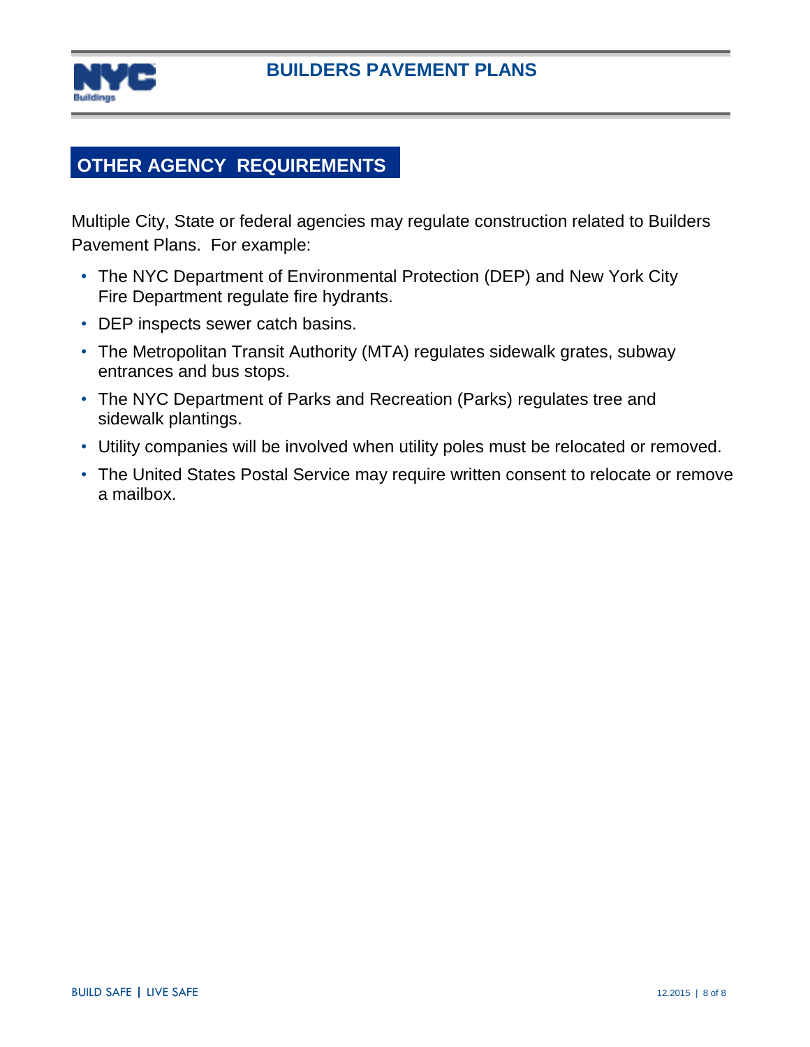## OTHER AGENCY REQUIREMENTS

Multiple City, State or federal agencies may regulate construction related to Builders Pavement Plans. For example:

- The NYC Department of Environmental Protection (DEP) and New York City Fire Department regulate fire hydrants.
- DEP inspects sewer catch basins.
- The Metropolitan Transit Authority (MTA) regulates sidewalk grates, subway entrances and bus stops.
- The NYC Department of Parks and Recreation (Parks) regulates tree and sidewalk plantings.
- Utility companies will be involved when utility poles must be relocated or removed.
- The United States Postal Service may require written consent to relocate or remove a mailbox.